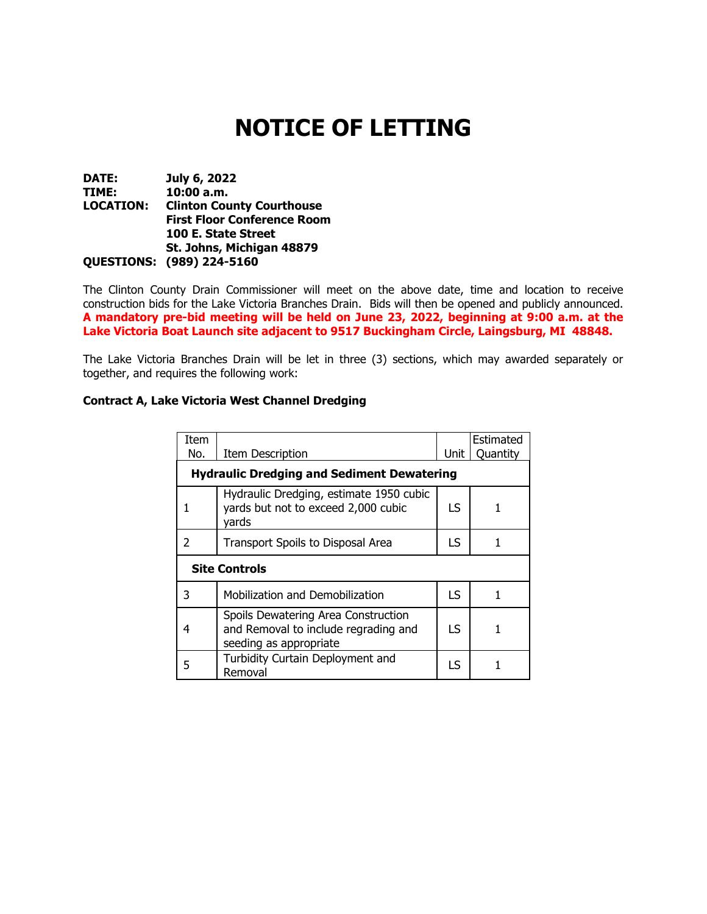# NOTICE OF LETTING

**DATE:** **July 6, 2022**
**TIME:** **10:00 a.m.**
**LOCATION:** **Clinton County Courthouse**
**First Floor Conference Room**
**100 E. State Street**
**St. Johns, Michigan 48879**
**QUESTIONS:** **(989) 224-5160**

The Clinton County Drain Commissioner will meet on the above date, time and location to receive construction bids for the Lake Victoria Branches Drain. Bids will then be opened and publicly announced. **A mandatory pre-bid meeting will be held on June 23, 2022, beginning at 9:00 a.m. at the Lake Victoria Boat Launch site adjacent to 9517 Buckingham Circle, Laingsburg, MI 48848.**

The Lake Victoria Branches Drain will be let in three (3) sections, which may awarded separately or together, and requires the following work:

**Contract A, Lake Victoria West Channel Dredging**

| Item No. | Item Description | Unit | Estimated Quantity |
|---|---|---|---|
| **Hydraulic Dredging and Sediment Dewatering** | | | |
| 1 | Hydraulic Dredging, estimate 1950 cubic yards but not to exceed 2,000 cubic yards | LS | 1 |
| 2 | Transport Spoils to Disposal Area | LS | 1 |
| **Site Controls** | | | |
| 3 | Mobilization and Demobilization | LS | 1 |
| 4 | Spoils Dewatering Area Construction and Removal to include regrading and seeding as appropriate | LS | 1 |
| 5 | Turbidity Curtain Deployment and Removal | LS | 1 |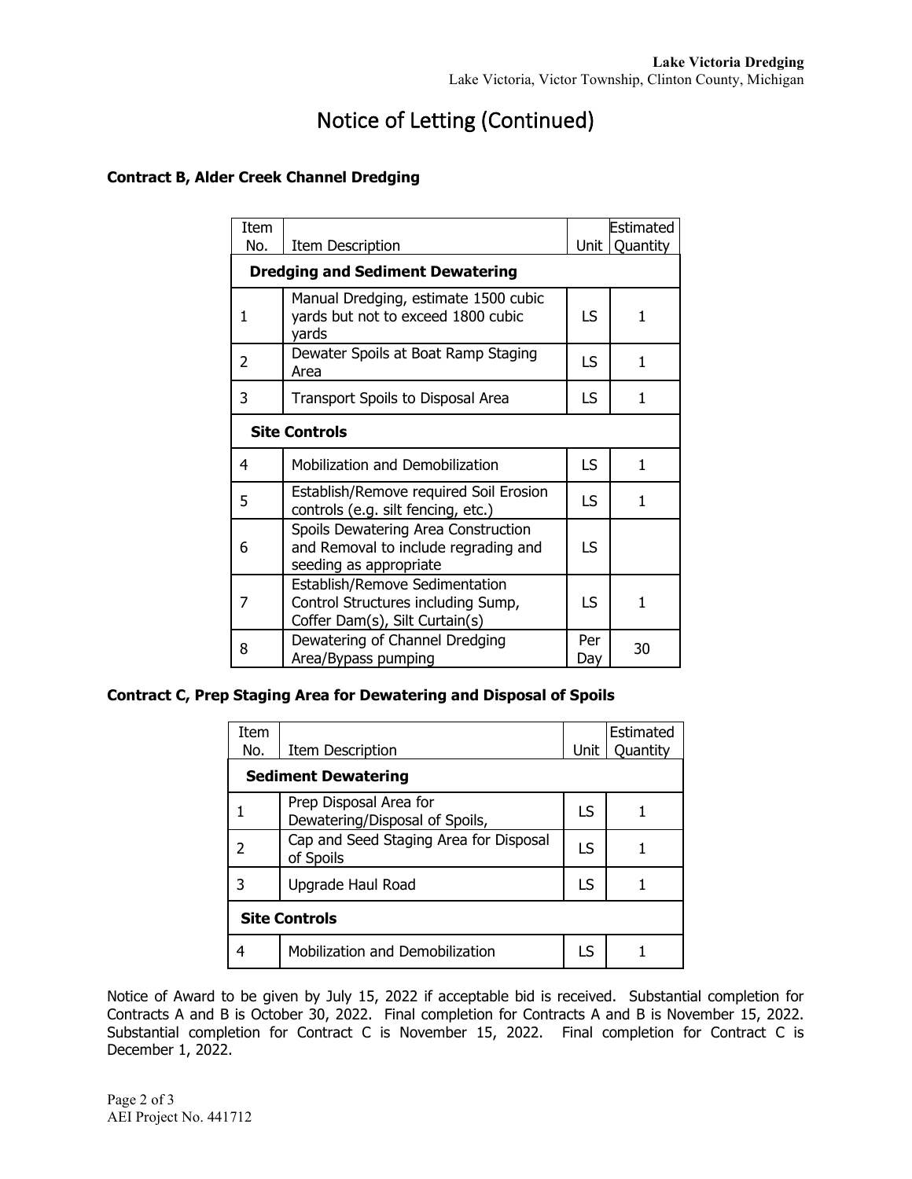# Notice of Letting (Continued)

**Contract B, Alder Creek Channel Dredging**

| Item No. | Item Description | Unit | Estimated Quantity |
|---|---|---|---|
| **Dredging and Sediment Dewatering** | | | |
| 1 | Manual Dredging, estimate 1500 cubic yards but not to exceed 1800 cubic yards | LS | 1 |
| 2 | Dewater Spoils at Boat Ramp Staging Area | LS | 1 |
| 3 | Transport Spoils to Disposal Area | LS | 1 |
| **Site Controls** | | | |
| 4 | Mobilization and Demobilization | LS | 1 |
| 5 | Establish/Remove required Soil Erosion controls (e.g. silt fencing, etc.) | LS | 1 |
| 6 | Spoils Dewatering Area Construction and Removal to include regrading and seeding as appropriate | LS | |
| 7 | Establish/Remove Sedimentation Control Structures including Sump, Coffer Dam(s), Silt Curtain(s) | LS | 1 |
| 8 | Dewatering of Channel Dredging Area/Bypass pumping | Per Day | 30 |

**Contract C, Prep Staging Area for Dewatering and Disposal of Spoils**

| Item No. | Item Description | Unit | Estimated Quantity |
|---|---|---|---|
| **Sediment Dewatering** | | | |
| 1 | Prep Disposal Area for Dewatering/Disposal of Spoils, | LS | 1 |
| 2 | Cap and Seed Staging Area for Disposal of Spoils | LS | 1 |
| 3 | Upgrade Haul Road | LS | 1 |
| **Site Controls** | | | |
| 4 | Mobilization and Demobilization | LS | 1 |

Notice of Award to be given by July 15, 2022 if acceptable bid is received. Substantial completion for Contracts A and B is October 30, 2022. Final completion for Contracts A and B is November 15, 2022. Substantial completion for Contract C is November 15, 2022. Final completion for Contract C is December 1, 2022.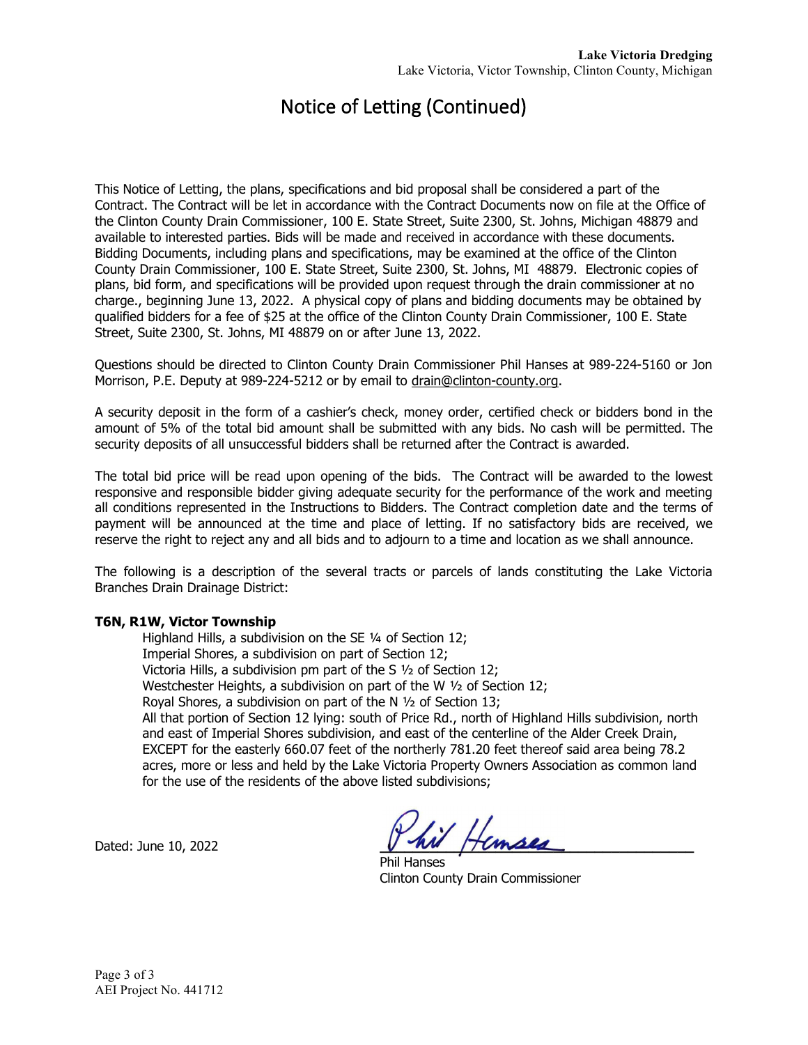# Notice of Letting (Continued)

This Notice of Letting, the plans, specifications and bid proposal shall be considered a part of the Contract. The Contract will be let in accordance with the Contract Documents now on file at the Office of the Clinton County Drain Commissioner, 100 E. State Street, Suite 2300, St. Johns, Michigan 48879 and available to interested parties. Bids will be made and received in accordance with these documents. Bidding Documents, including plans and specifications, may be examined at the office of the Clinton County Drain Commissioner, 100 E. State Street, Suite 2300, St. Johns, MI 48879. Electronic copies of plans, bid form, and specifications will be provided upon request through the drain commissioner at no charge., beginning June 13, 2022. A physical copy of plans and bidding documents may be obtained by qualified bidders for a fee of $25 at the office of the Clinton County Drain Commissioner, 100 E. State Street, Suite 2300, St. Johns, MI 48879 on or after June 13, 2022.

Questions should be directed to Clinton County Drain Commissioner Phil Hanses at 989-224-5160 or Jon Morrison, P.E. Deputy at 989-224-5212 or by email to drain@clinton-county.org.

A security deposit in the form of a cashier's check, money order, certified check or bidders bond in the amount of 5% of the total bid amount shall be submitted with any bids. No cash will be permitted. The security deposits of all unsuccessful bidders shall be returned after the Contract is awarded.

The total bid price will be read upon opening of the bids. The Contract will be awarded to the lowest responsive and responsible bidder giving adequate security for the performance of the work and meeting all conditions represented in the Instructions to Bidders. The Contract completion date and the terms of payment will be announced at the time and place of letting. If no satisfactory bids are received, we reserve the right to reject any and all bids and to adjourn to a time and location as we shall announce.

The following is a description of the several tracts or parcels of lands constituting the Lake Victoria Branches Drain Drainage District:

**T6N, R1W, Victor Township**

Highland Hills, a subdivision on the SE ¼ of Section 12;
Imperial Shores, a subdivision on part of Section 12;
Victoria Hills, a subdivision pm part of the S ½ of Section 12;
Westchester Heights, a subdivision on part of the W ½ of Section 12;
Royal Shores, a subdivision on part of the N ½ of Section 13;
All that portion of Section 12 lying: south of Price Rd., north of Highland Hills subdivision, north and east of Imperial Shores subdivision, and east of the centerline of the Alder Creek Drain, EXCEPT for the easterly 660.07 feet of the northerly 781.20 feet thereof said area being 78.2 acres, more or less and held by the Lake Victoria Property Owners Association as common land for the use of the residents of the above listed subdivisions;

Dated: June 10, 2022

Phil Hanses
Clinton County Drain Commissioner

AEI Project No. 441712